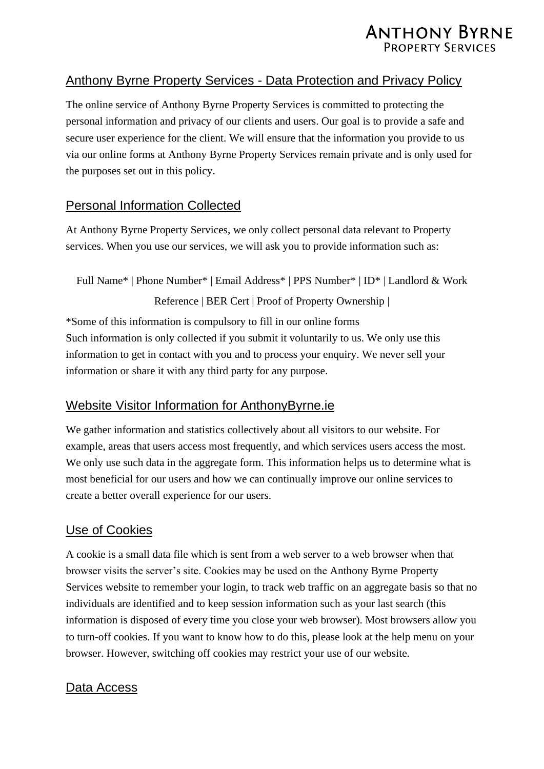ANTHONY BYRNE
PROPERTY SERVICES

## Anthony Byrne Property Services - Data Protection and Privacy Policy

The online service of Anthony Byrne Property Services is committed to protecting the personal information and privacy of our clients and users. Our goal is to provide a safe and secure user experience for the client. We will ensure that the information you provide to us via our online forms at Anthony Byrne Property Services remain private and is only used for the purposes set out in this policy.

## Personal Information Collected

At Anthony Byrne Property Services, we only collect personal data relevant to Property services. When you use our services, we will ask you to provide information such as:

Full Name* | Phone Number* | Email Address* | PPS Number* | ID* | Landlord & Work Reference | BER Cert | Proof of Property Ownership |

*Some of this information is compulsory to fill in our online forms
Such information is only collected if you submit it voluntarily to us. We only use this information to get in contact with you and to process your enquiry. We never sell your information or share it with any third party for any purpose.

## Website Visitor Information for AnthonyByrne.ie

We gather information and statistics collectively about all visitors to our website. For example, areas that users access most frequently, and which services users access the most. We only use such data in the aggregate form. This information helps us to determine what is most beneficial for our users and how we can continually improve our online services to create a better overall experience for our users.

## Use of Cookies

A cookie is a small data file which is sent from a web server to a web browser when that browser visits the server's site. Cookies may be used on the Anthony Byrne Property Services website to remember your login, to track web traffic on an aggregate basis so that no individuals are identified and to keep session information such as your last search (this information is disposed of every time you close your web browser). Most browsers allow you to turn-off cookies. If you want to know how to do this, please look at the help menu on your browser. However, switching off cookies may restrict your use of our website.

## Data Access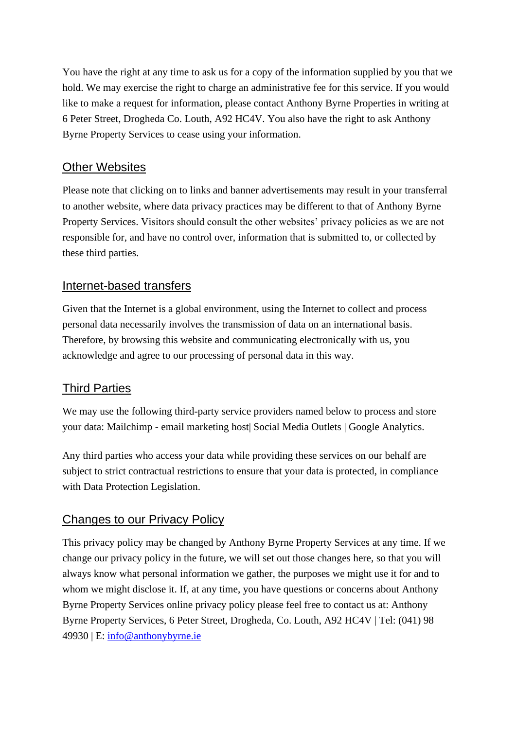You have the right at any time to ask us for a copy of the information supplied by you that we hold. We may exercise the right to charge an administrative fee for this service. If you would like to make a request for information, please contact Anthony Byrne Properties in writing at 6 Peter Street, Drogheda Co. Louth, A92 HC4V. You also have the right to ask Anthony Byrne Property Services to cease using your information.

## Other Websites

Please note that clicking on to links and banner advertisements may result in your transferral to another website, where data privacy practices may be different to that of Anthony Byrne Property Services. Visitors should consult the other websites' privacy policies as we are not responsible for, and have no control over, information that is submitted to, or collected by these third parties.

## Internet-based transfers

Given that the Internet is a global environment, using the Internet to collect and process personal data necessarily involves the transmission of data on an international basis. Therefore, by browsing this website and communicating electronically with us, you acknowledge and agree to our processing of personal data in this way.

## Third Parties

We may use the following third-party service providers named below to process and store your data: Mailchimp - email marketing host| Social Media Outlets | Google Analytics.

Any third parties who access your data while providing these services on our behalf are subject to strict contractual restrictions to ensure that your data is protected, in compliance with Data Protection Legislation.

## Changes to our Privacy Policy

This privacy policy may be changed by Anthony Byrne Property Services at any time. If we change our privacy policy in the future, we will set out those changes here, so that you will always know what personal information we gather, the purposes we might use it for and to whom we might disclose it. If, at any time, you have questions or concerns about Anthony Byrne Property Services online privacy policy please feel free to contact us at: Anthony Byrne Property Services, 6 Peter Street, Drogheda, Co. Louth, A92 HC4V | Tel: (041) 98 49930 | E: info@anthonybyrne.ie